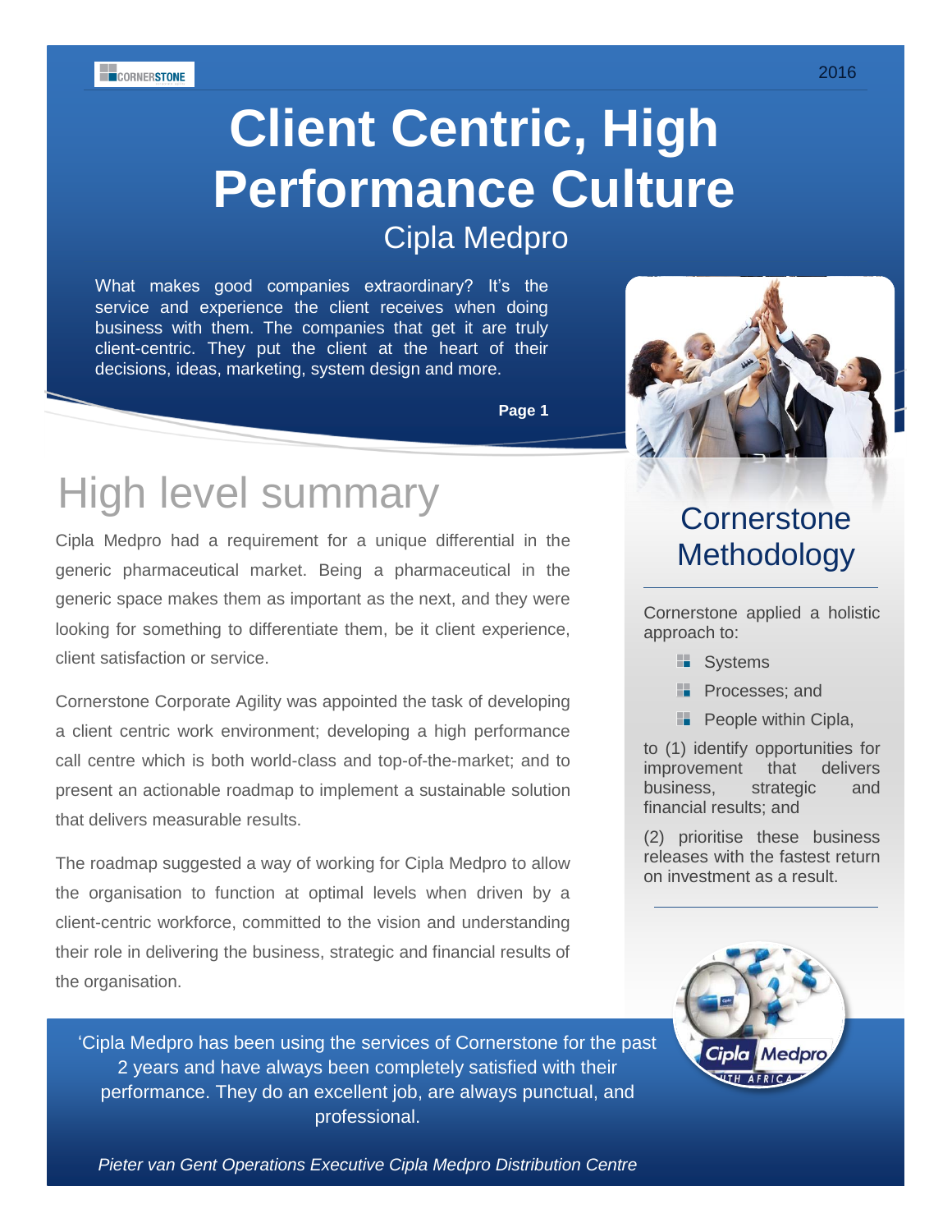CORNERSTONE

2016

# Client Centric, High Performance Culture

## Cipla Medpro

What makes good companies extraordinary? It's the service and experience the client receives when doing business with them. The companies that get it are truly client-centric. They put the client at the heart of their decisions, ideas, marketing, system design and more.

## High level summary

Cipla Medpro had a requirement for a unique differential in the generic pharmaceutical market. Being a pharmaceutical in the generic space makes them as important as the next, and they were looking for something to differentiate them, be it client experience, client satisfaction or service.

Cornerstone Corporate Agility was appointed the task of developing a client centric work environment; developing a high performance call centre which is both world-class and top-of-the-market; and to present an actionable roadmap to implement a sustainable solution that delivers measurable results.

The roadmap suggested a way of working for Cipla Medpro to allow the organisation to function at optimal levels when driven by a client-centric workforce, committed to the vision and understanding their role in delivering the business, strategic and financial results of the organisation.

## Cornerstone Methodology

Cornerstone applied a holistic approach to:

- Systems
- Processes; and
- People within Cipla,

to (1) identify opportunities for improvement that delivers business, strategic and financial results; and

(2) prioritise these business releases with the fastest return on investment as a result.

'Cipla Medpro has been using the services of Cornerstone for the past 2 years and have always been completely satisfied with their performance. They do an excellent job, are always punctual, and professional.

*Pieter van Gent Operations Executive Cipla Medpro Distribution Centre*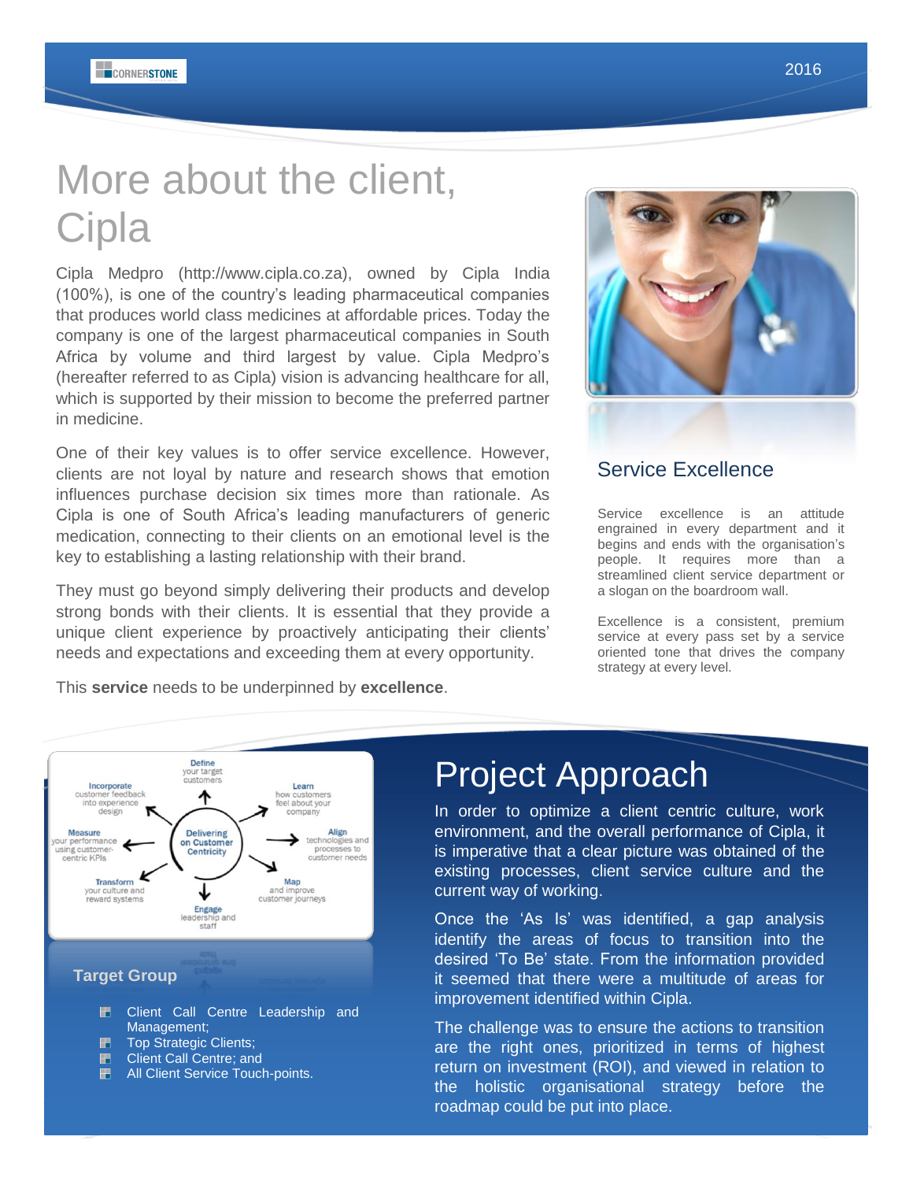# More about the client, Cipla

Cipla Medpro (http://www.cipla.co.za), owned by Cipla India (100%), is one of the country's leading pharmaceutical companies that produces world class medicines at affordable prices. Today the company is one of the largest pharmaceutical companies in South Africa by volume and third largest by value. Cipla Medpro's (hereafter referred to as Cipla) vision is advancing healthcare for all, which is supported by their mission to become the preferred partner in medicine.

One of their key values is to offer service excellence. However, clients are not loyal by nature and research shows that emotion influences purchase decision six times more than rationale. As Cipla is one of South Africa's leading manufacturers of generic medication, connecting to their clients on an emotional level is the key to establishing a lasting relationship with their brand.

They must go beyond simply delivering their products and develop strong bonds with their clients. It is essential that they provide a unique client experience by proactively anticipating their clients' needs and expectations and exceeding them at every opportunity.

This **service** needs to be underpinned by **excellence**.

## Service Excellence

Service excellence is an attitude engrained in every department and it begins and ends with the organisation's people. It requires more than a streamlined client service department or a slogan on the boardroom wall.

Excellence is a consistent, premium service at every pass set by a service oriented tone that drives the company strategy at every level.

Delivering on Customer Centricity:
- Define your target customers
- Learn how customers feel about your company
- Align technologies and processes to customer needs
- Map and improve customer journeys
- Engage leadership and staff
- Transform your culture and reward systems
- Measure your performance using customer-centric KPIs
- Incorporate customer feedback into experience design

## Target Group

- Client Call Centre Leadership and Management;
- Top Strategic Clients;
- Client Call Centre; and
- All Client Service Touch-points.

# Project Approach

In order to optimize a client centric culture, work environment, and the overall performance of Cipla, it is imperative that a clear picture was obtained of the existing processes, client service culture and the current way of working.

Once the 'As Is' was identified, a gap analysis identify the areas of focus to transition into the desired 'To Be' state. From the information provided it seemed that there were a multitude of areas for improvement identified within Cipla.

The challenge was to ensure the actions to transition are the right ones, prioritized in terms of highest return on investment (ROI), and viewed in relation to the holistic organisational strategy before the roadmap could be put into place.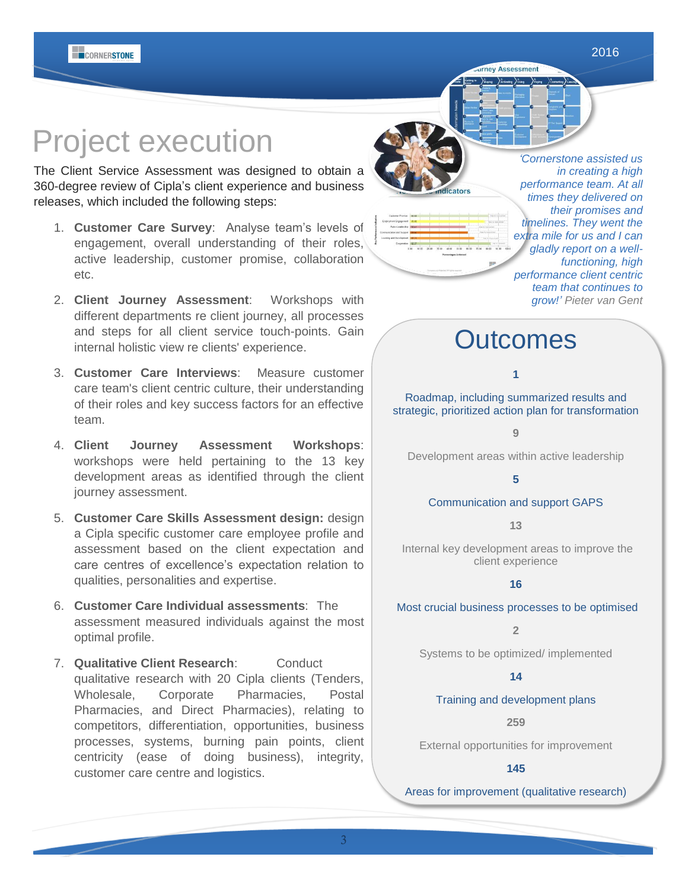# Project execution

The Client Service Assessment was designed to obtain a 360-degree review of Cipla's client experience and business releases, which included the following steps:

1. **Customer Care Survey**: Analyse team's levels of engagement, overall understanding of their roles, active leadership, customer promise, collaboration etc.
2. **Client Journey Assessment**: Workshops with different departments re client journey, all processes and steps for all client service touch-points. Gain internal holistic view re clients' experience.
3. **Customer Care Interviews**: Measure customer care team's client centric culture, their understanding of their roles and key success factors for an effective team.
4. **Client Journey Assessment Workshops**: workshops were held pertaining to the 13 key development areas as identified through the client journey assessment.
5. **Customer Care Skills Assessment design:** design a Cipla specific customer care employee profile and assessment based on the client expectation and care centres of excellence's expectation relation to qualities, personalities and expertise.
6. **Customer Care Individual assessments**: The assessment measured individuals against the most optimal profile.
7. **Qualitative Client Research**: Conduct qualitative research with 20 Cipla clients (Tenders, Wholesale, Corporate Pharmacies, Postal Pharmacies, and Direct Pharmacies), relating to competitors, differentiation, opportunities, business processes, systems, burning pain points, client centricity (ease of doing business), integrity, customer care centre and logistics.

*'Cornerstone assisted us in creating a high performance team. At all times they delivered on their promises and timelines. They went the extra mile for us and I can gladly report on a well-functioning, high performance client centric team that continues to grow!'* Pieter van Gent

## Outcomes

**1**

Roadmap, including summarized results and strategic, prioritized action plan for transformation

**9**

Development areas within active leadership

**5**

Communication and support GAPS

**13**

Internal key development areas to improve the client experience

**16**

Most crucial business processes to be optimised

**2**

Systems to be optimized/ implemented

**14**

Training and development plans

**259**

External opportunities for improvement

**145**

Areas for improvement (qualitative research)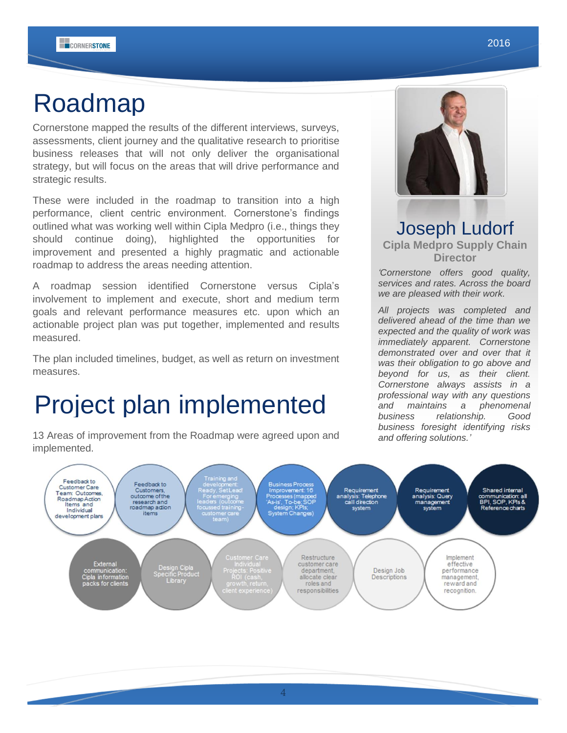# Roadmap

Cornerstone mapped the results of the different interviews, surveys, assessments, client journey and the qualitative research to prioritise business releases that will not only deliver the organisational strategy, but will focus on the areas that will drive performance and strategic results.

These were included in the roadmap to transition into a high performance, client centric environment. Cornerstone's findings outlined what was working well within Cipla Medpro (i.e., things they should continue doing), highlighted the opportunities for improvement and presented a highly pragmatic and actionable roadmap to address the areas needing attention.

A roadmap session identified Cornerstone versus Cipla's involvement to implement and execute, short and medium term goals and relevant performance measures etc. upon which an actionable project plan was put together, implemented and results measured.

The plan included timelines, budget, as well as return on investment measures.

# Project plan implemented

13 Areas of improvement from the Roadmap were agreed upon and implemented.

- Feedback to Customer Care Team: Outcomes, Roadmap Action Items and Individual development plans
- Feedback to Customers, outcome of the research and roadmap action items
- Training and development: Ready, Set Lead! For emerging leaders (outcome focussed training - customer care team)
- Business Process Improvement: 16 Processes (mapped 'As-is', To-be: SOP design; KPIs; System Changes)
- Requirement analysis: Telephone call direction system
- Requirement analysis: Query management system
- Shared internal communication: all BPI, SOP, KPIs & Reference charts
- External communication: Cipla information packs for clients
- Design Cipla Specific Product Library
- Customer Care Individual Projects: Positive ROI (cash, growth, return, client experience)
- Restructure customer care department, allocate clear roles and responsibilities
- Design Job Descriptions
- Implement effective performance management, reward and recognition.

## Joseph Ludorf

**Cipla Medpro Supply Chain Director**

*'Cornerstone offers good quality, services and rates. Across the board we are pleased with their work.*

*All projects was completed and delivered ahead of the time than we expected and the quality of work was immediately apparent. Cornerstone demonstrated over and over that it was their obligation to go above and beyond for us, as their client. Cornerstone always assists in a professional way with any questions and maintains a phenomenal business relationship. Good business foresight identifying risks and offering solutions.'*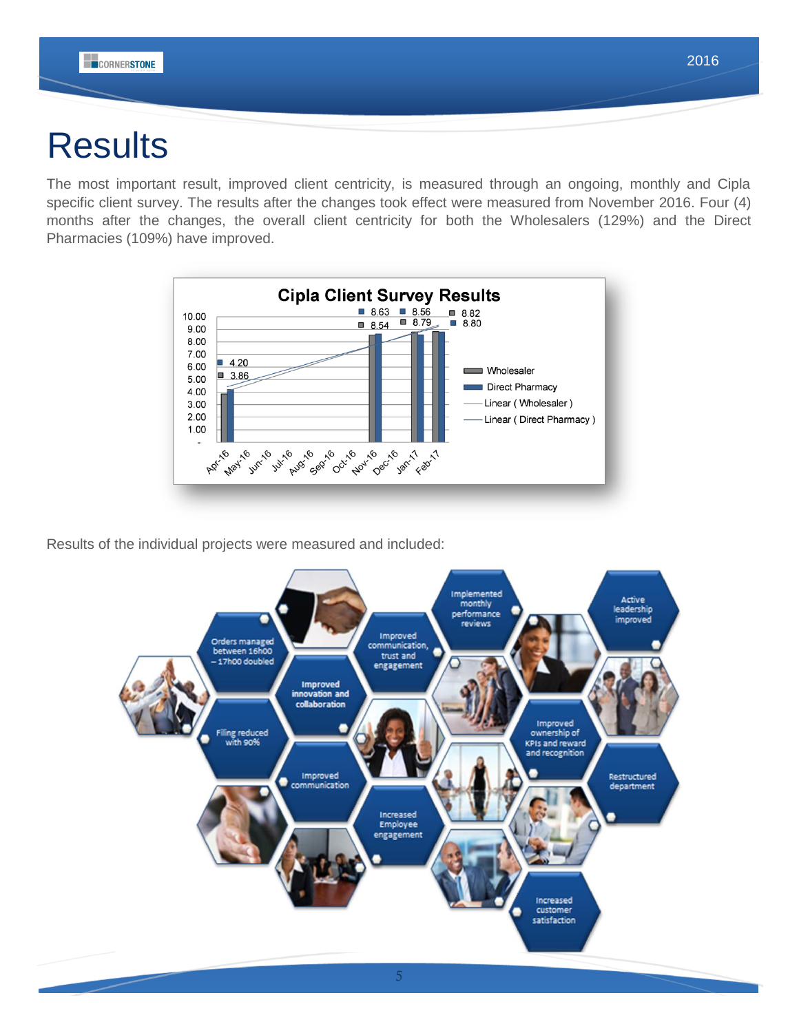# Results

The most important result, improved client centricity, is measured through an ongoing, monthly and Cipla specific client survey. The results after the changes took effect were measured from November 2016. Four (4) months after the changes, the overall client centricity for both the Wholesalers (129%) and the Direct Pharmacies (109%) have improved.

**Cipla Client Survey Results**

| Month | Wholesaler | Direct Pharmacy |
|---|---|---|
| Apr-16 | 3.86 | 4.20 |
| Nov-16 | 8.54 | 8.63 |
| Jan-17 | 8.79 | 8.56 |
| Feb-17 | 8.82 | 8.80 |

Results of the individual projects were measured and included:

- Orders managed between 16h00 – 17h00 doubled
- Improved communication, trust and engagement
- Implemented monthly performance reviews
- Active leadership improved
- Improved innovation and collaboration
- Filing reduced with 90%
- Improved ownership of KPIs and reward and recognition
- Improved communication
- Restructured department
- Increased Employee engagement
- Increased customer satisfaction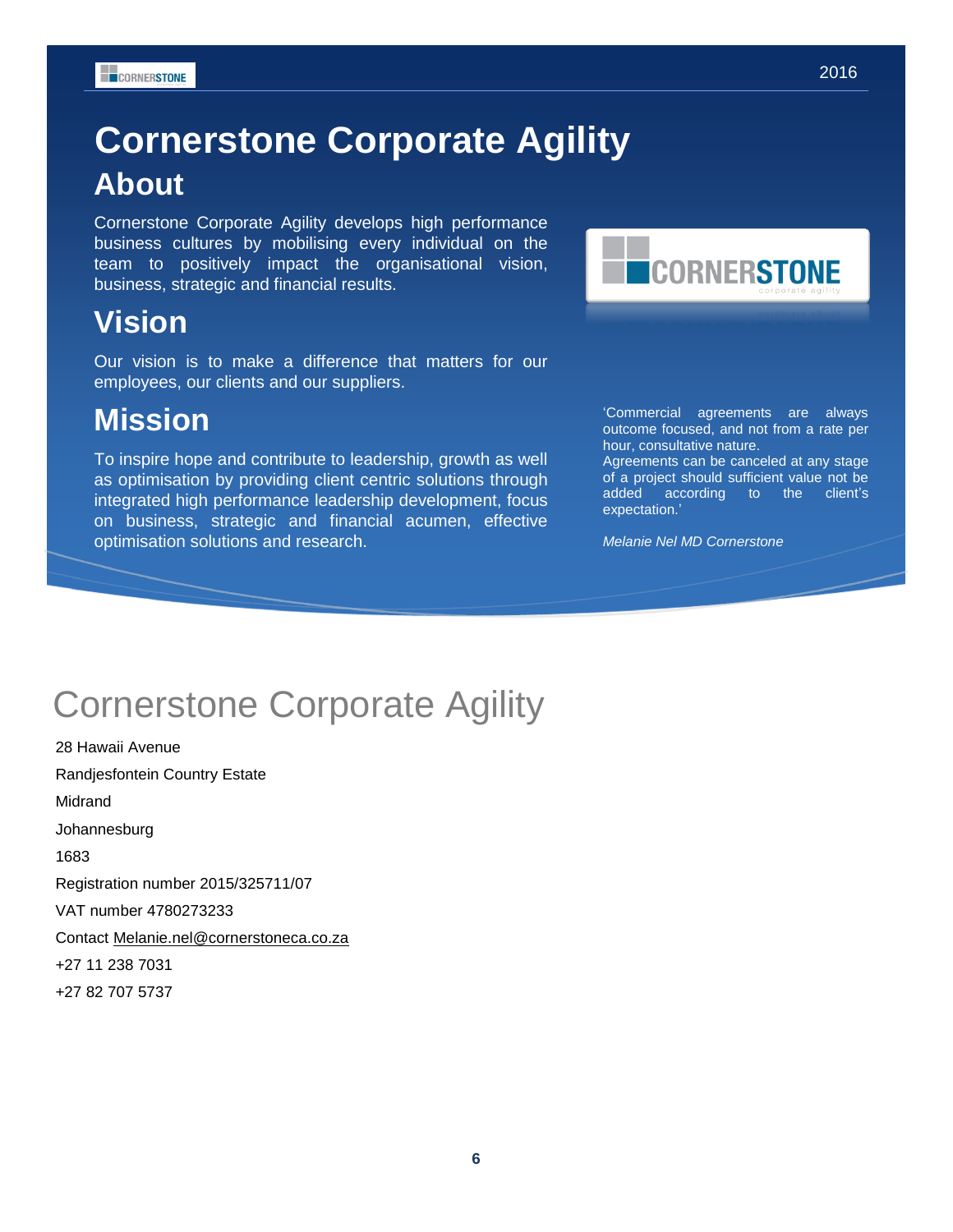# Cornerstone Corporate Agility

## About

Cornerstone Corporate Agility develops high performance business cultures by mobilising every individual on the team to positively impact the organisational vision, business, strategic and financial results.

## Vision

Our vision is to make a difference that matters for our employees, our clients and our suppliers.

## Mission

To inspire hope and contribute to leadership, growth as well as optimisation by providing client centric solutions through integrated high performance leadership development, focus on business, strategic and financial acumen, effective optimisation solutions and research.

'Commercial agreements are always outcome focused, and not from a rate per hour, consultative nature.
Agreements can be canceled at any stage of a project should sufficient value not be added according to the client's expectation.'

*Melanie Nel MD Cornerstone*

# Cornerstone Corporate Agility

28 Hawaii Avenue

Randjesfontein Country Estate

Midrand

Johannesburg

1683

Registration number 2015/325711/07

VAT number 4780273233

Contact Melanie.nel@cornerstoneca.co.za

+27 11 238 7031

+27 82 707 5737